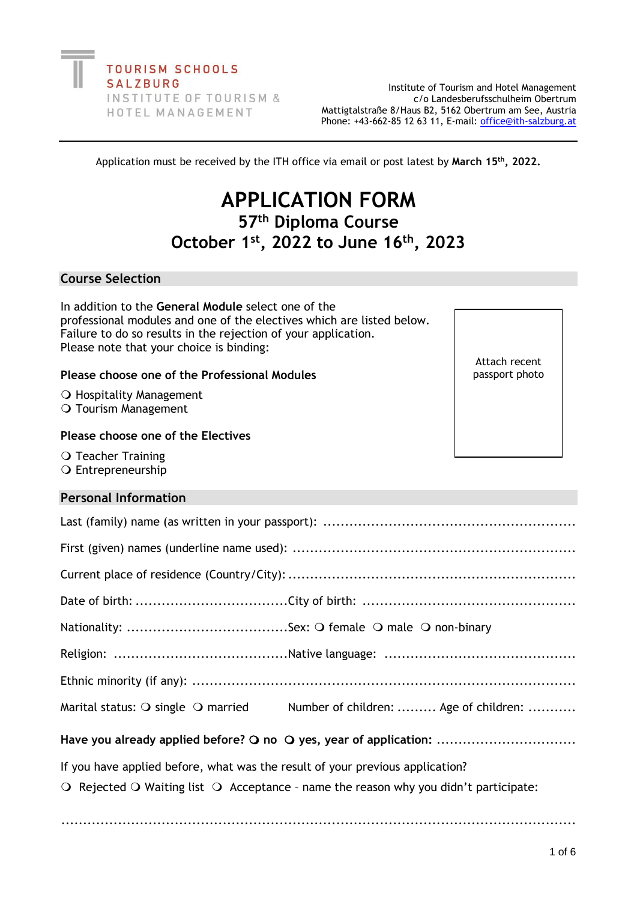TOURISM SCHOOLS SALZBURG
INSTITUTE OF TOURISM & HOTEL MANAGEMENT

Institute of Tourism and Hotel Management
c/o Landesberufsschulheim Obertrum
Mattigtalstraße 8/Haus B2, 5162 Obertrum am See, Austria
Phone: +43-662-85 12 63 11, E-mail: office@ith-salzburg.at

---

Application must be received by the ITH office via email or post latest by **March 15th, 2022.**

# APPLICATION FORM

## 57th Diploma Course

## October 1st, 2022 to June 16th, 2023

## Course Selection

In addition to the **General Module** select one of the professional modules and one of the electives which are listed below. Failure to do so results in the rejection of your application. Please note that your choice is binding:

Attach recent passport photo

**Please choose one of the Professional Modules**

- ❍ Hospitality Management
- ❍ Tourism Management

**Please choose one of the Electives**

- ❍ Teacher Training
- ❍ Entrepreneurship

## Personal Information

Last (family) name (as written in your passport): ..........................................................

First (given) names (underline name used): ..........................................................

Current place of residence (Country/City): ..........................................................

Date of birth: ................................... City of birth: ..........................................

Nationality: ..................................... Sex: ❍ female ❍ male ❍ non-binary

Religion: ......................................... Native language: ..........................................

Ethnic minority (if any): ..........................................................

Marital status: ❍ single ❍ married Number of children: ......... Age of children: ...........

**Have you already applied before? ❍ no ❍ yes, year of application:** ................................

If you have applied before, what was the result of your previous application?

❍ Rejected ❍ Waiting list ❍ Acceptance – name the reason why you didn't participate:

..........................................................................................................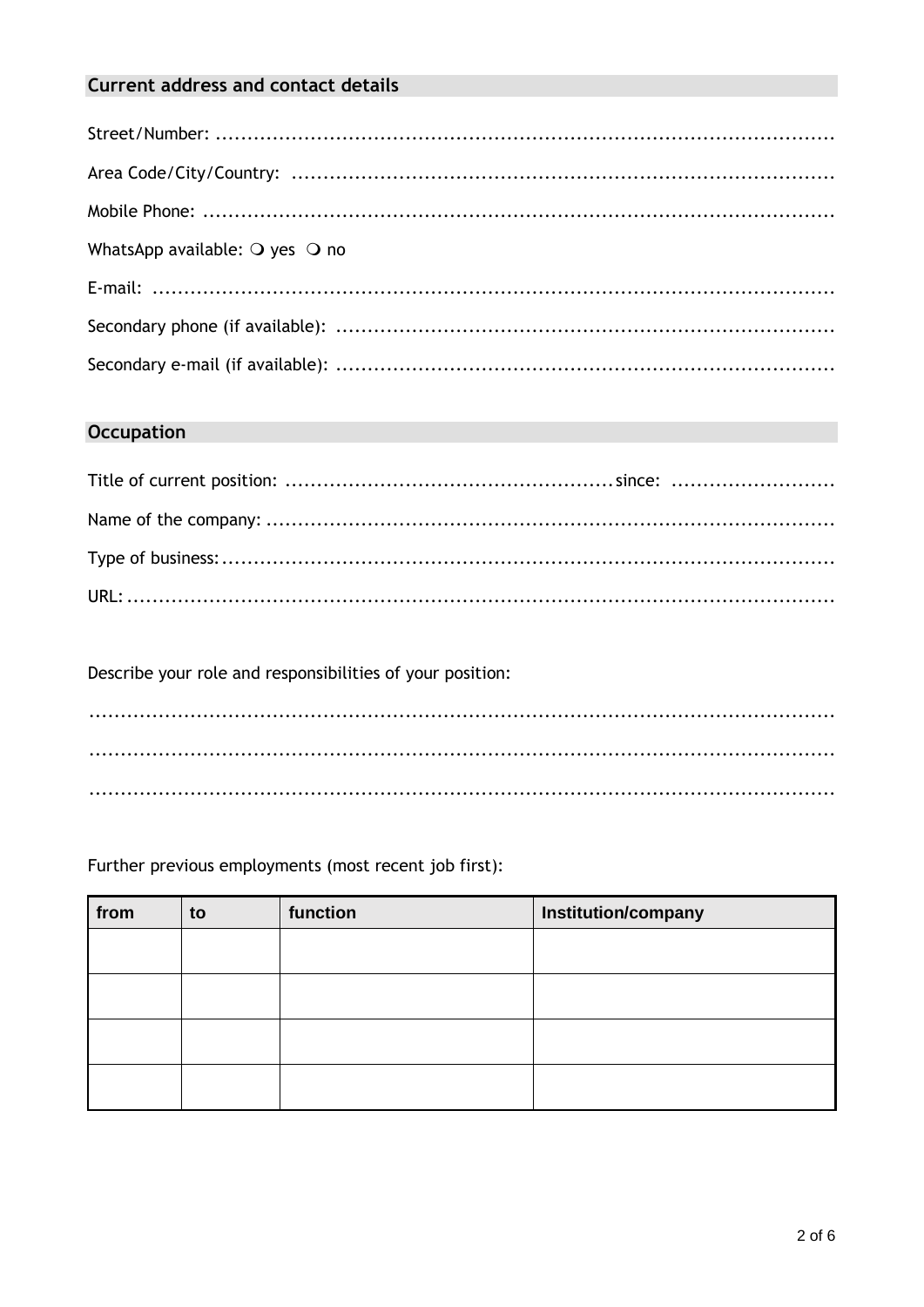## Current address and contact details

Street/Number: ..........................................................................................

Area Code/City/Country: ..........................................................................................

Mobile Phone: ..........................................................................................

WhatsApp available: ❍ yes ❍ no

E-mail: ..........................................................................................

Secondary phone (if available): ..........................................................................................

Secondary e-mail (if available): ..........................................................................................

## Occupation

Title of current position: ....................................................since: ..........................

Name of the company: ..........................................................................................

Type of business: ..........................................................................................

URL: ..........................................................................................

Describe your role and responsibilities of your position:

..........................................................................................

..........................................................................................

..........................................................................................

Further previous employments (most recent job first):

| from | to | function | Institution/company |
|---|---|---|---|
| | | | |
| | | | |
| | | | |
| | | | |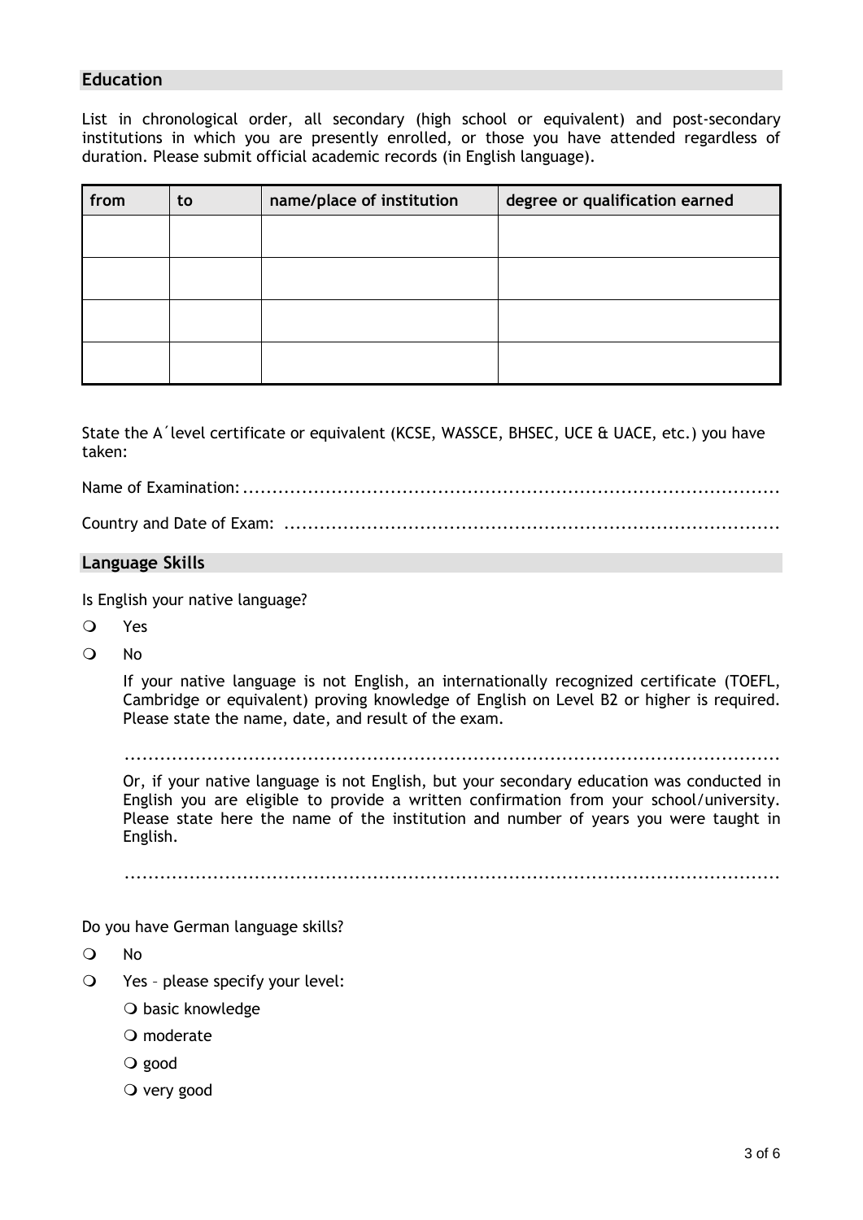## Education

List in chronological order, all secondary (high school or equivalent) and post-secondary institutions in which you are presently enrolled, or those you have attended regardless of duration. Please submit official academic records (in English language).

| from | to | name/place of institution | degree or qualification earned |
|---|---|---|---|
| | | | |
| | | | |
| | | | |
| | | | |

State the A´level certificate or equivalent (KCSE, WASSCE, BHSEC, UCE & UACE, etc.) you have taken:

Name of Examination: ..........................................................................................

Country and Date of Exam: ..................................................................................

## Language Skills

Is English your native language?

- ❍ Yes
- ❍ No

  If your native language is not English, an internationally recognized certificate (TOEFL, Cambridge or equivalent) proving knowledge of English on Level B2 or higher is required. Please state the name, date, and result of the exam.

  ..................................................................................................................

  Or, if your native language is not English, but your secondary education was conducted in English you are eligible to provide a written confirmation from your school/university. Please state here the name of the institution and number of years you were taught in English.

  ..................................................................................................................

Do you have German language skills?

- ❍ No
- ❍ Yes – please specify your level:
  - ❍ basic knowledge
  - ❍ moderate
  - ❍ good
  - ❍ very good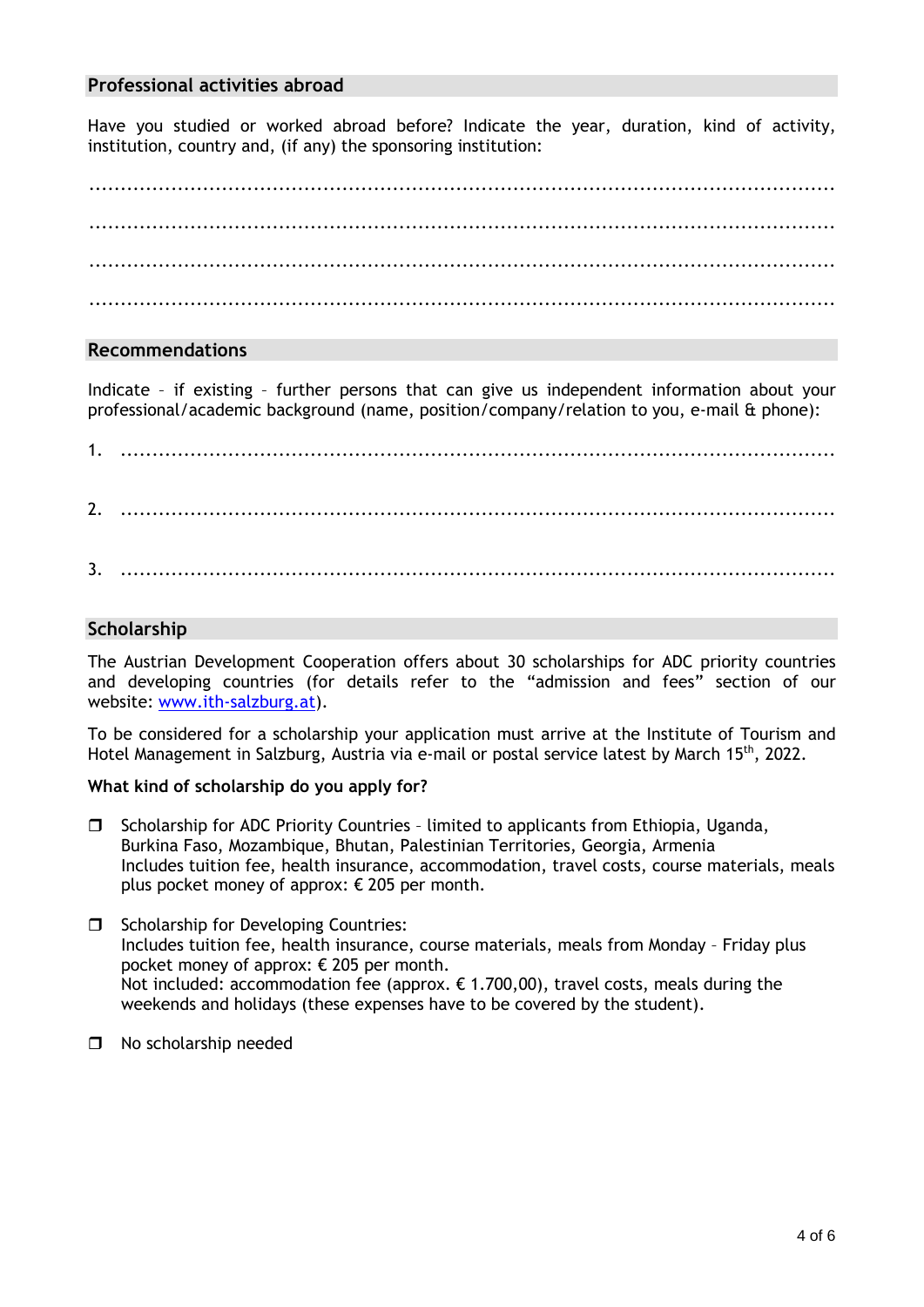## Professional activities abroad

Have you studied or worked abroad before? Indicate the year, duration, kind of activity, institution, country and, (if any) the sponsoring institution:

.........................................................................................................................

.........................................................................................................................

.........................................................................................................................

.........................................................................................................................

## Recommendations

Indicate – if existing – further persons that can give us independent information about your professional/academic background (name, position/company/relation to you, e-mail & phone):

1. .....................................................................................................................

2. .....................................................................................................................

3. .....................................................................................................................

## Scholarship

The Austrian Development Cooperation offers about 30 scholarships for ADC priority countries and developing countries (for details refer to the "admission and fees" section of our website: [www.ith-salzburg.at](http://www.ith-salzburg.at)).

To be considered for a scholarship your application must arrive at the Institute of Tourism and Hotel Management in Salzburg, Austria via e-mail or postal service latest by March 15th, 2022.

**What kind of scholarship do you apply for?**

❒ Scholarship for ADC Priority Countries – limited to applicants from Ethiopia, Uganda, Burkina Faso, Mozambique, Bhutan, Palestinian Territories, Georgia, Armenia
Includes tuition fee, health insurance, accommodation, travel costs, course materials, meals plus pocket money of approx: € 205 per month.

❒ Scholarship for Developing Countries:
Includes tuition fee, health insurance, course materials, meals from Monday – Friday plus pocket money of approx: € 205 per month.
Not included: accommodation fee (approx. € 1.700,00), travel costs, meals during the weekends and holidays (these expenses have to be covered by the student).

❒ No scholarship needed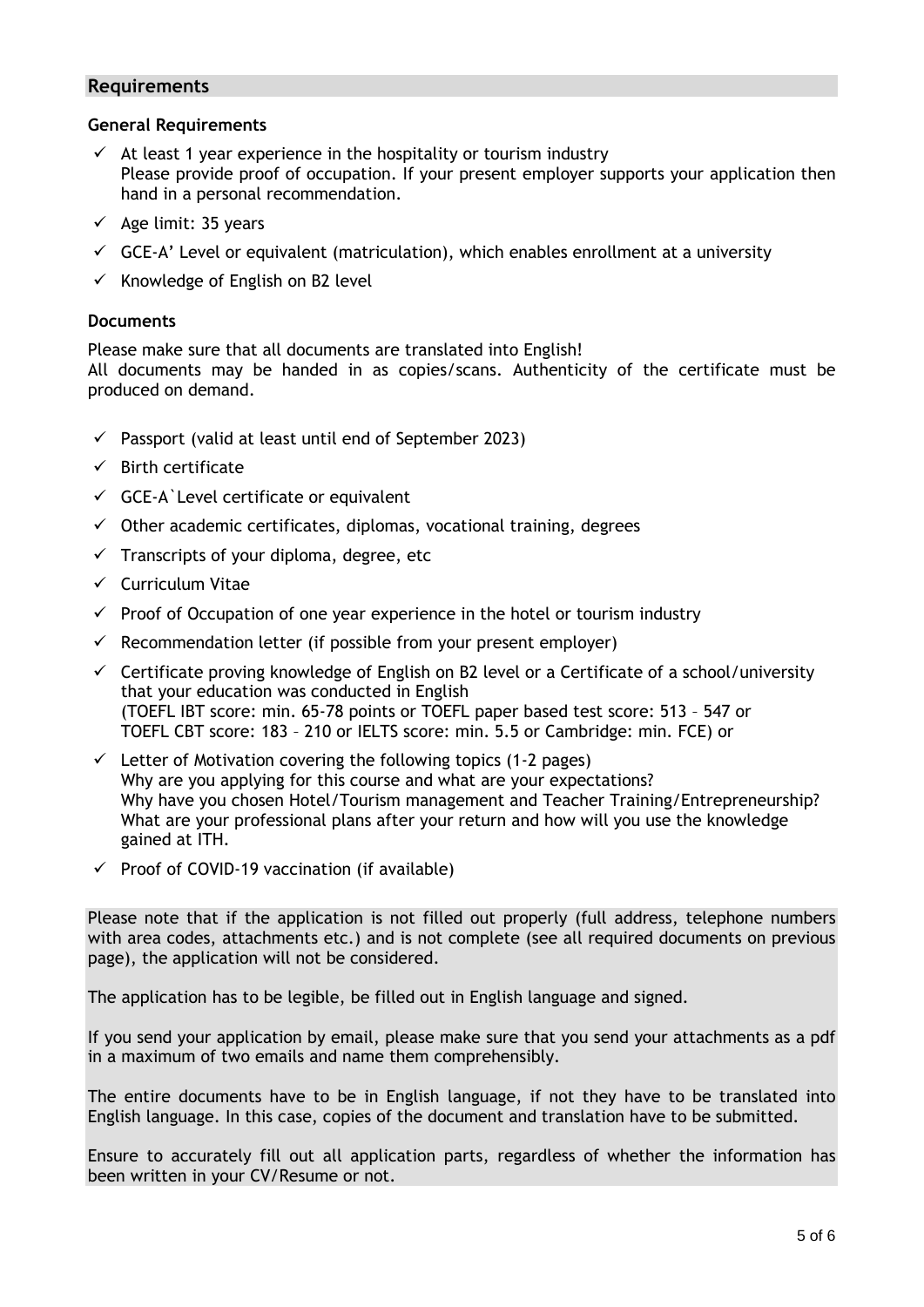## Requirements

### General Requirements

- ✓ At least 1 year experience in the hospitality or tourism industry
  Please provide proof of occupation. If your present employer supports your application then hand in a personal recommendation.
- ✓ Age limit: 35 years
- ✓ GCE-A' Level or equivalent (matriculation), which enables enrollment at a university
- ✓ Knowledge of English on B2 level

### Documents

Please make sure that all documents are translated into English!
All documents may be handed in as copies/scans. Authenticity of the certificate must be produced on demand.

- ✓ Passport (valid at least until end of September 2023)
- ✓ Birth certificate
- ✓ GCE-A`Level certificate or equivalent
- ✓ Other academic certificates, diplomas, vocational training, degrees
- ✓ Transcripts of your diploma, degree, etc
- ✓ Curriculum Vitae
- ✓ Proof of Occupation of one year experience in the hotel or tourism industry
- ✓ Recommendation letter (if possible from your present employer)
- ✓ Certificate proving knowledge of English on B2 level or a Certificate of a school/university that your education was conducted in English
  (TOEFL IBT score: min. 65-78 points or TOEFL paper based test score: 513 – 547 or TOEFL CBT score: 183 – 210 or IELTS score: min. 5.5 or Cambridge: min. FCE) or
- ✓ Letter of Motivation covering the following topics (1-2 pages)
  Why are you applying for this course and what are your expectations?
  Why have you chosen Hotel/Tourism management and Teacher Training/Entrepreneurship?
  What are your professional plans after your return and how will you use the knowledge gained at ITH.
- ✓ Proof of COVID-19 vaccination (if available)

Please note that if the application is not filled out properly (full address, telephone numbers with area codes, attachments etc.) and is not complete (see all required documents on previous page), the application will not be considered.

The application has to be legible, be filled out in English language and signed.

If you send your application by email, please make sure that you send your attachments as a pdf in a maximum of two emails and name them comprehensibly.

The entire documents have to be in English language, if not they have to be translated into English language. In this case, copies of the document and translation have to be submitted.

Ensure to accurately fill out all application parts, regardless of whether the information has been written in your CV/Resume or not.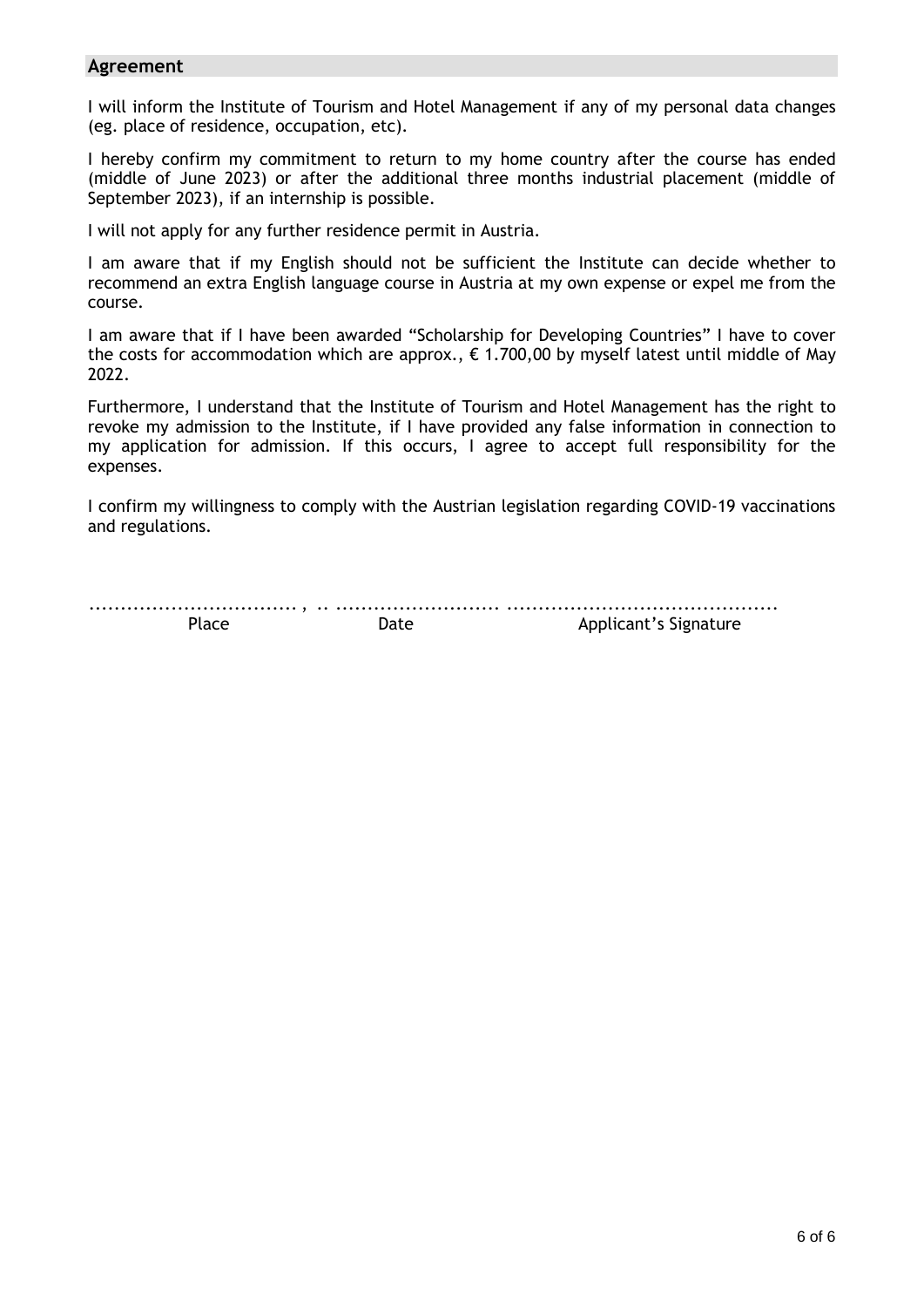## Agreement

I will inform the Institute of Tourism and Hotel Management if any of my personal data changes (eg. place of residence, occupation, etc).

I hereby confirm my commitment to return to my home country after the course has ended (middle of June 2023) or after the additional three months industrial placement (middle of September 2023), if an internship is possible.

I will not apply for any further residence permit in Austria.

I am aware that if my English should not be sufficient the Institute can decide whether to recommend an extra English language course in Austria at my own expense or expel me from the course.

I am aware that if I have been awarded "Scholarship for Developing Countries" I have to cover the costs for accommodation which are approx., € 1.700,00 by myself latest until middle of May 2022.

Furthermore, I understand that the Institute of Tourism and Hotel Management has the right to revoke my admission to the Institute, if I have provided any false information in connection to my application for admission. If this occurs, I agree to accept full responsibility for the expenses.

I confirm my willingness to comply with the Austrian legislation regarding COVID-19 vaccinations and regulations.

................................, .. .......................... ..........................................

Place Date Applicant's Signature